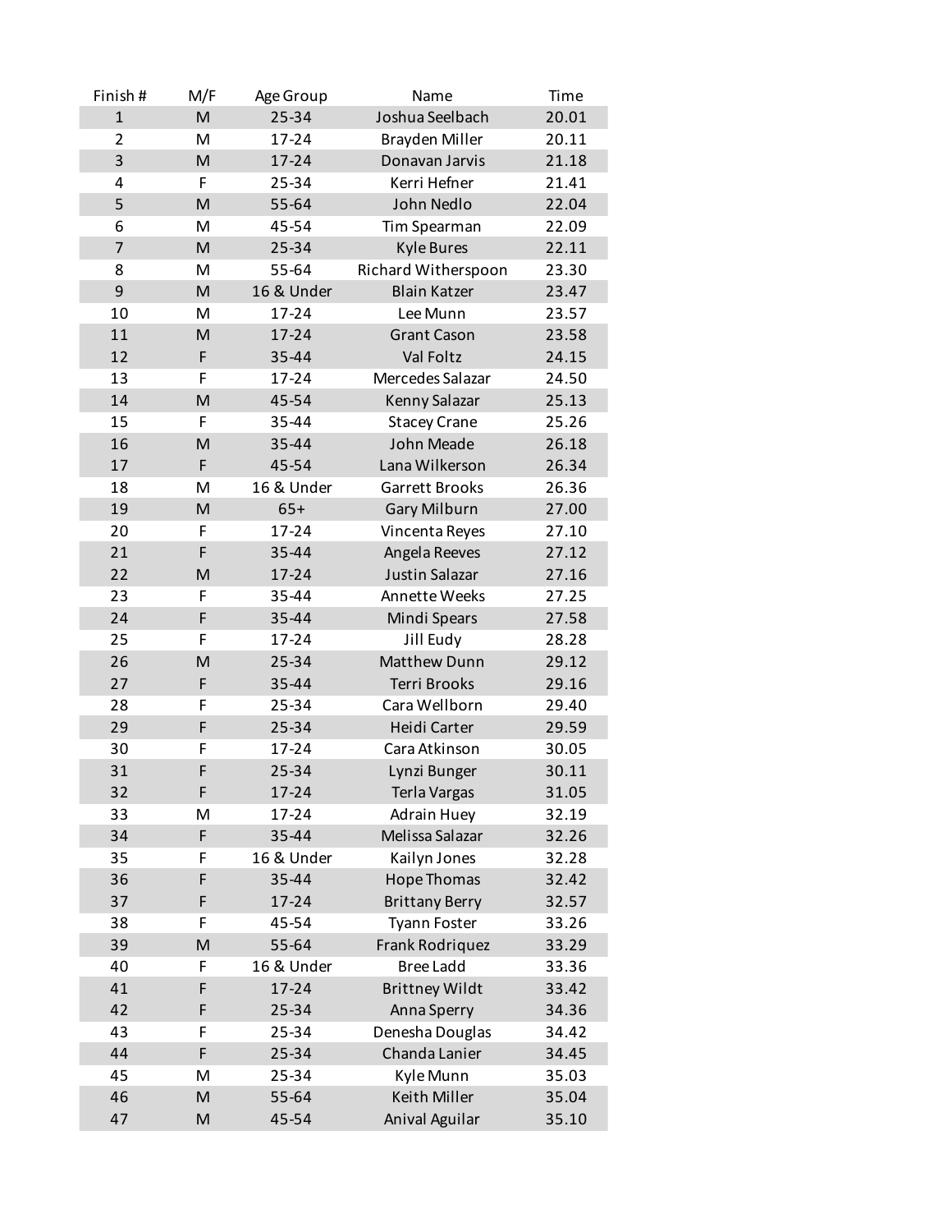| Finish # | M/F | Age Group | Name | Time |
|---|---|---|---|---|
| 1 | M | 25-34 | Joshua Seelbach | 20.01 |
| 2 | M | 17-24 | Brayden Miller | 20.11 |
| 3 | M | 17-24 | Donavan Jarvis | 21.18 |
| 4 | F | 25-34 | Kerri Hefner | 21.41 |
| 5 | M | 55-64 | John Nedlo | 22.04 |
| 6 | M | 45-54 | Tim Spearman | 22.09 |
| 7 | M | 25-34 | Kyle Bures | 22.11 |
| 8 | M | 55-64 | Richard Witherspoon | 23.30 |
| 9 | M | 16 & Under | Blain Katzer | 23.47 |
| 10 | M | 17-24 | Lee Munn | 23.57 |
| 11 | M | 17-24 | Grant Cason | 23.58 |
| 12 | F | 35-44 | Val Foltz | 24.15 |
| 13 | F | 17-24 | Mercedes Salazar | 24.50 |
| 14 | M | 45-54 | Kenny Salazar | 25.13 |
| 15 | F | 35-44 | Stacey Crane | 25.26 |
| 16 | M | 35-44 | John Meade | 26.18 |
| 17 | F | 45-54 | Lana Wilkerson | 26.34 |
| 18 | M | 16 & Under | Garrett Brooks | 26.36 |
| 19 | M | 65+ | Gary Milburn | 27.00 |
| 20 | F | 17-24 | Vincenta Reyes | 27.10 |
| 21 | F | 35-44 | Angela Reeves | 27.12 |
| 22 | M | 17-24 | Justin Salazar | 27.16 |
| 23 | F | 35-44 | Annette Weeks | 27.25 |
| 24 | F | 35-44 | Mindi Spears | 27.58 |
| 25 | F | 17-24 | Jill Eudy | 28.28 |
| 26 | M | 25-34 | Matthew Dunn | 29.12 |
| 27 | F | 35-44 | Terri Brooks | 29.16 |
| 28 | F | 25-34 | Cara Wellborn | 29.40 |
| 29 | F | 25-34 | Heidi Carter | 29.59 |
| 30 | F | 17-24 | Cara Atkinson | 30.05 |
| 31 | F | 25-34 | Lynzi Bunger | 30.11 |
| 32 | F | 17-24 | Terla Vargas | 31.05 |
| 33 | M | 17-24 | Adrain Huey | 32.19 |
| 34 | F | 35-44 | Melissa Salazar | 32.26 |
| 35 | F | 16 & Under | Kailyn Jones | 32.28 |
| 36 | F | 35-44 | Hope Thomas | 32.42 |
| 37 | F | 17-24 | Brittany Berry | 32.57 |
| 38 | F | 45-54 | Tyann Foster | 33.26 |
| 39 | M | 55-64 | Frank Rodriquez | 33.29 |
| 40 | F | 16 & Under | Bree Ladd | 33.36 |
| 41 | F | 17-24 | Brittney Wildt | 33.42 |
| 42 | F | 25-34 | Anna Sperry | 34.36 |
| 43 | F | 25-34 | Denesha Douglas | 34.42 |
| 44 | F | 25-34 | Chanda Lanier | 34.45 |
| 45 | M | 25-34 | Kyle Munn | 35.03 |
| 46 | M | 55-64 | Keith Miller | 35.04 |
| 47 | M | 45-54 | Anival Aguilar | 35.10 |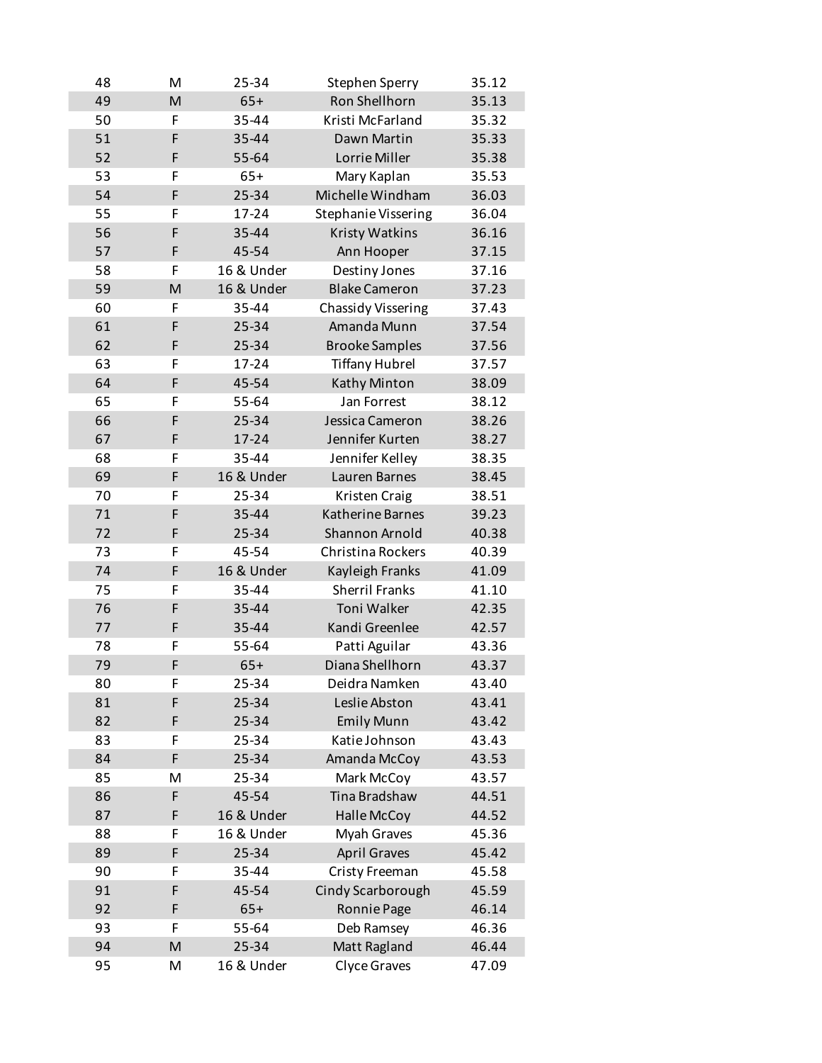| | | | | |
|---|---|---|---|---|
| 48 | M | 25-34 | Stephen Sperry | 35.12 |
| 49 | M | 65+ | Ron Shellhorn | 35.13 |
| 50 | F | 35-44 | Kristi McFarland | 35.32 |
| 51 | F | 35-44 | Dawn Martin | 35.33 |
| 52 | F | 55-64 | Lorrie Miller | 35.38 |
| 53 | F | 65+ | Mary Kaplan | 35.53 |
| 54 | F | 25-34 | Michelle Windham | 36.03 |
| 55 | F | 17-24 | Stephanie Vissering | 36.04 |
| 56 | F | 35-44 | Kristy Watkins | 36.16 |
| 57 | F | 45-54 | Ann Hooper | 37.15 |
| 58 | F | 16 & Under | Destiny Jones | 37.16 |
| 59 | M | 16 & Under | Blake Cameron | 37.23 |
| 60 | F | 35-44 | Chassidy Vissering | 37.43 |
| 61 | F | 25-34 | Amanda Munn | 37.54 |
| 62 | F | 25-34 | Brooke Samples | 37.56 |
| 63 | F | 17-24 | Tiffany Hubrel | 37.57 |
| 64 | F | 45-54 | Kathy Minton | 38.09 |
| 65 | F | 55-64 | Jan Forrest | 38.12 |
| 66 | F | 25-34 | Jessica Cameron | 38.26 |
| 67 | F | 17-24 | Jennifer Kurten | 38.27 |
| 68 | F | 35-44 | Jennifer Kelley | 38.35 |
| 69 | F | 16 & Under | Lauren Barnes | 38.45 |
| 70 | F | 25-34 | Kristen Craig | 38.51 |
| 71 | F | 35-44 | Katherine Barnes | 39.23 |
| 72 | F | 25-34 | Shannon Arnold | 40.38 |
| 73 | F | 45-54 | Christina Rockers | 40.39 |
| 74 | F | 16 & Under | Kayleigh Franks | 41.09 |
| 75 | F | 35-44 | Sherril Franks | 41.10 |
| 76 | F | 35-44 | Toni Walker | 42.35 |
| 77 | F | 35-44 | Kandi Greenlee | 42.57 |
| 78 | F | 55-64 | Patti Aguilar | 43.36 |
| 79 | F | 65+ | Diana Shellhorn | 43.37 |
| 80 | F | 25-34 | Deidra Namken | 43.40 |
| 81 | F | 25-34 | Leslie Abston | 43.41 |
| 82 | F | 25-34 | Emily Munn | 43.42 |
| 83 | F | 25-34 | Katie Johnson | 43.43 |
| 84 | F | 25-34 | Amanda McCoy | 43.53 |
| 85 | M | 25-34 | Mark McCoy | 43.57 |
| 86 | F | 45-54 | Tina Bradshaw | 44.51 |
| 87 | F | 16 & Under | Halle McCoy | 44.52 |
| 88 | F | 16 & Under | Myah Graves | 45.36 |
| 89 | F | 25-34 | April Graves | 45.42 |
| 90 | F | 35-44 | Cristy Freeman | 45.58 |
| 91 | F | 45-54 | Cindy Scarborough | 45.59 |
| 92 | F | 65+ | Ronnie Page | 46.14 |
| 93 | F | 55-64 | Deb Ramsey | 46.36 |
| 94 | M | 25-34 | Matt Ragland | 46.44 |
| 95 | M | 16 & Under | Clyce Graves | 47.09 |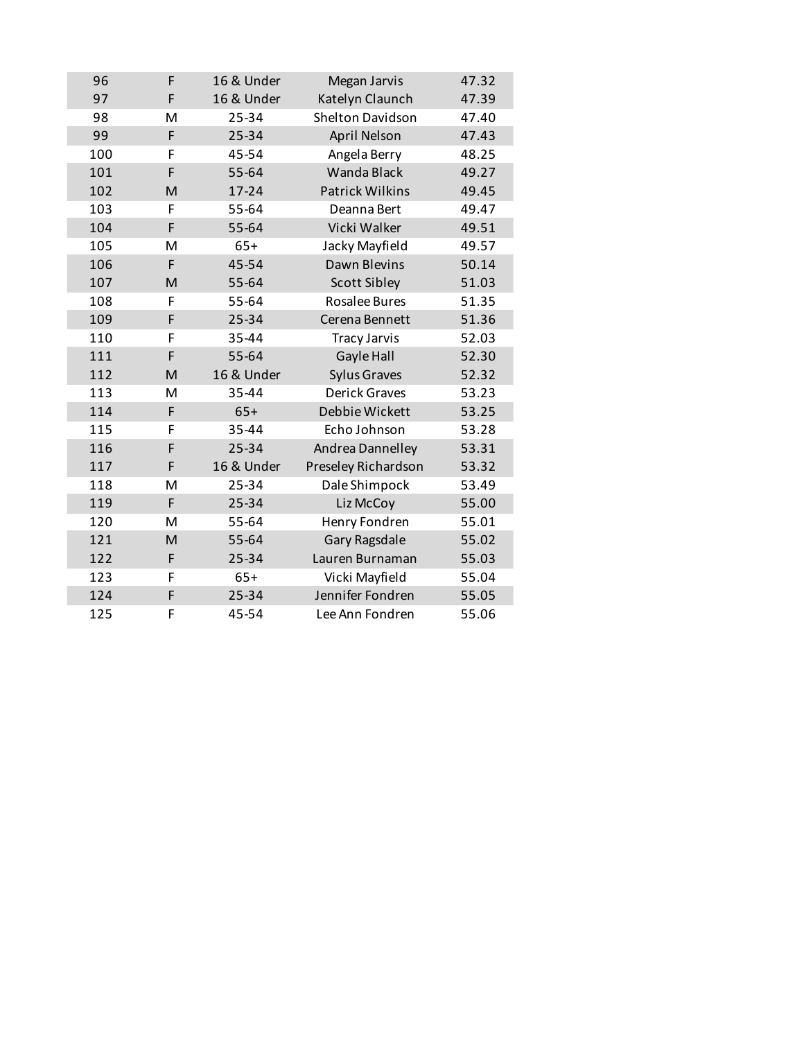| | | | | |
|---|---|---|---|---|
| 96 | F | 16 & Under | Megan Jarvis | 47.32 |
| 97 | F | 16 & Under | Katelyn Claunch | 47.39 |
| 98 | M | 25-34 | Shelton Davidson | 47.40 |
| 99 | F | 25-34 | April Nelson | 47.43 |
| 100 | F | 45-54 | Angela Berry | 48.25 |
| 101 | F | 55-64 | Wanda Black | 49.27 |
| 102 | M | 17-24 | Patrick Wilkins | 49.45 |
| 103 | F | 55-64 | Deanna Bert | 49.47 |
| 104 | F | 55-64 | Vicki Walker | 49.51 |
| 105 | M | 65+ | Jacky Mayfield | 49.57 |
| 106 | F | 45-54 | Dawn Blevins | 50.14 |
| 107 | M | 55-64 | Scott Sibley | 51.03 |
| 108 | F | 55-64 | Rosalee Bures | 51.35 |
| 109 | F | 25-34 | Cerena Bennett | 51.36 |
| 110 | F | 35-44 | Tracy Jarvis | 52.03 |
| 111 | F | 55-64 | Gayle Hall | 52.30 |
| 112 | M | 16 & Under | Sylus Graves | 52.32 |
| 113 | M | 35-44 | Derick Graves | 53.23 |
| 114 | F | 65+ | Debbie Wickett | 53.25 |
| 115 | F | 35-44 | Echo Johnson | 53.28 |
| 116 | F | 25-34 | Andrea Dannelley | 53.31 |
| 117 | F | 16 & Under | Preseley Richardson | 53.32 |
| 118 | M | 25-34 | Dale Shimpock | 53.49 |
| 119 | F | 25-34 | Liz McCoy | 55.00 |
| 120 | M | 55-64 | Henry Fondren | 55.01 |
| 121 | M | 55-64 | Gary Ragsdale | 55.02 |
| 122 | F | 25-34 | Lauren Burnaman | 55.03 |
| 123 | F | 65+ | Vicki Mayfield | 55.04 |
| 124 | F | 25-34 | Jennifer Fondren | 55.05 |
| 125 | F | 45-54 | Lee Ann Fondren | 55.06 |